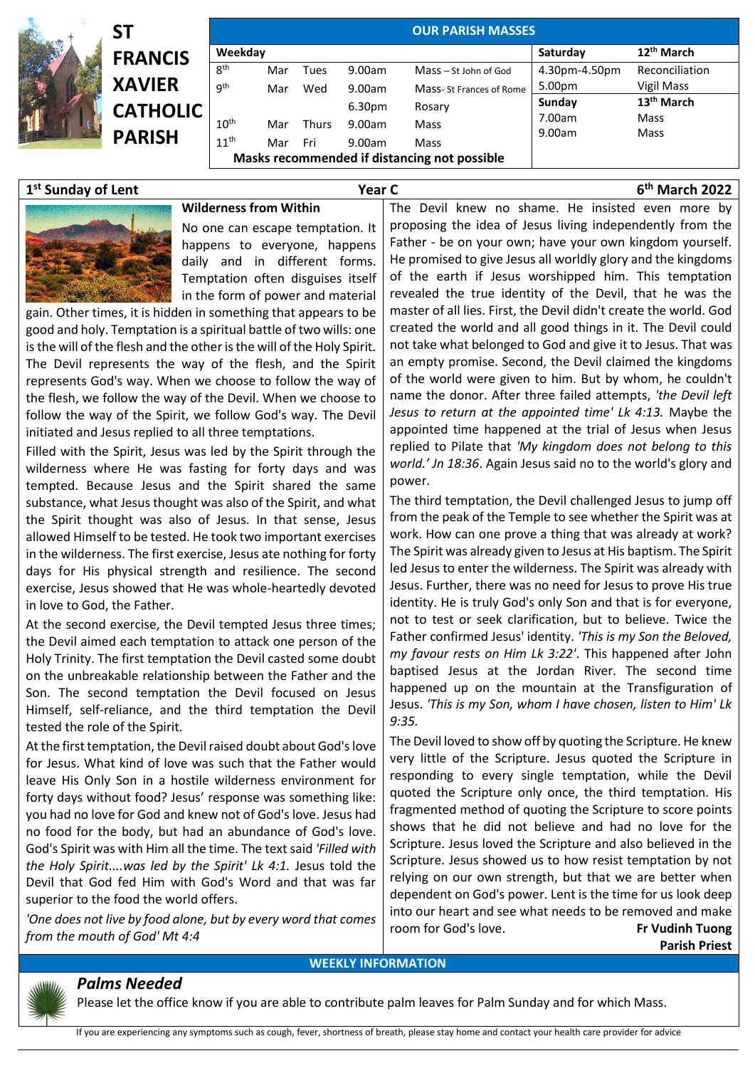# ST FRANCIS XAVIER CATHOLIC PARISH

## OUR PARISH MASSES

| Weekday | | | | | Saturday | 12th March |
|---|---|---|---|---|---|---|
| 8th | Mar | Tues | 9.00am | Mass – St John of God | 4.30pm-4.50pm | Reconciliation |
| 9th | Mar | Wed | 9.00am | Mass- St Frances of Rome | 5.00pm | Vigil Mass |
| | | | 6.30pm | Rosary | **Sunday** | **13th March** |
| 10th | Mar | Thurs | 9.00am | Mass | 7.00am | Mass |
| 11th | Mar | Fri | 9.00am | Mass | 9.00am | Mass |

**Masks recommended if distancing not possible**

**1st Sunday of Lent** | **Year C** | **6th March 2022**

### Wilderness from Within

No one can escape temptation. It happens to everyone, happens daily and in different forms. Temptation often disguises itself in the form of power and material gain. Other times, it is hidden in something that appears to be good and holy. Temptation is a spiritual battle of two wills: one is the will of the flesh and the other is the will of the Holy Spirit. The Devil represents the way of the flesh, and the Spirit represents God's way. When we choose to follow the way of the flesh, we follow the way of the Devil. When we choose to follow the way of the Spirit, we follow God's way. The Devil initiated and Jesus replied to all three temptations.

Filled with the Spirit, Jesus was led by the Spirit through the wilderness where He was fasting for forty days and was tempted. Because Jesus and the Spirit shared the same substance, what Jesus thought was also of the Spirit, and what the Spirit thought was also of Jesus. In that sense, Jesus allowed Himself to be tested. He took two important exercises in the wilderness. The first exercise, Jesus ate nothing for forty days for His physical strength and resilience. The second exercise, Jesus showed that He was whole-heartedly devoted in love to God, the Father.

At the second exercise, the Devil tempted Jesus three times; the Devil aimed each temptation to attack one person of the Holy Trinity. The first temptation the Devil casted some doubt on the unbreakable relationship between the Father and the Son. The second temptation the Devil focused on Jesus Himself, self-reliance, and the third temptation the Devil tested the role of the Spirit.

At the first temptation, the Devil raised doubt about God's love for Jesus. What kind of love was such that the Father would leave His Only Son in a hostile wilderness environment for forty days without food? Jesus' response was something like: you had no love for God and knew not of God's love. Jesus had no food for the body, but had an abundance of God's love. God's Spirit was with Him all the time. The text said *'Filled with the Holy Spirit....was led by the Spirit' Lk 4:1.* Jesus told the Devil that God fed Him with God's Word and that was far superior to the food the world offers.

*'One does not live by food alone, but by every word that comes from the mouth of God' Mt 4:4*

The Devil knew no shame. He insisted even more by proposing the idea of Jesus living independently from the Father - be on your own; have your own kingdom yourself. He promised to give Jesus all worldly glory and the kingdoms of the earth if Jesus worshipped him. This temptation revealed the true identity of the Devil, that he was the master of all lies. First, the Devil didn't create the world. God created the world and all good things in it. The Devil could not take what belonged to God and give it to Jesus. That was an empty promise. Second, the Devil claimed the kingdoms of the world were given to him. But by whom, he couldn't name the donor. After three failed attempts, *'the Devil left Jesus to return at the appointed time' Lk 4:13.* Maybe the appointed time happened at the trial of Jesus when Jesus replied to Pilate that *'My kingdom does not belong to this world.' Jn 18:36*. Again Jesus said no to the world's glory and power.

The third temptation, the Devil challenged Jesus to jump off from the peak of the Temple to see whether the Spirit was at work. How can one prove a thing that was already at work? The Spirit was already given to Jesus at His baptism. The Spirit led Jesus to enter the wilderness. The Spirit was already with Jesus. Further, there was no need for Jesus to prove His true identity. He is truly God's only Son and that is for everyone, not to test or seek clarification, but to believe. Twice the Father confirmed Jesus' identity. *'This is my Son the Beloved, my favour rests on Him Lk 3:22'*. This happened after John baptised Jesus at the Jordan River. The second time happened up on the mountain at the Transfiguration of Jesus. *'This is my Son, whom I have chosen, listen to Him' Lk 9:35.*

The Devil loved to show off by quoting the Scripture. He knew very little of the Scripture. Jesus quoted the Scripture in responding to every single temptation, while the Devil quoted the Scripture only once, the third temptation. His fragmented method of quoting the Scripture to score points shows that he did not believe and had no love for the Scripture. Jesus loved the Scripture and also believed in the Scripture. Jesus showed us to how resist temptation by not relying on our own strength, but that we are better when dependent on God's power. Lent is the time for us look deep into our heart and see what needs to be removed and make room for God's love.

**Fr Vudinh Tuong**
**Parish Priest**

## WEEKLY INFORMATION

### *Palms Needed*

Please let the office know if you are able to contribute palm leaves for Palm Sunday and for which Mass.

If you are experiencing any symptoms such as cough, fever, shortness of breath, please stay home and contact your health care provider for advice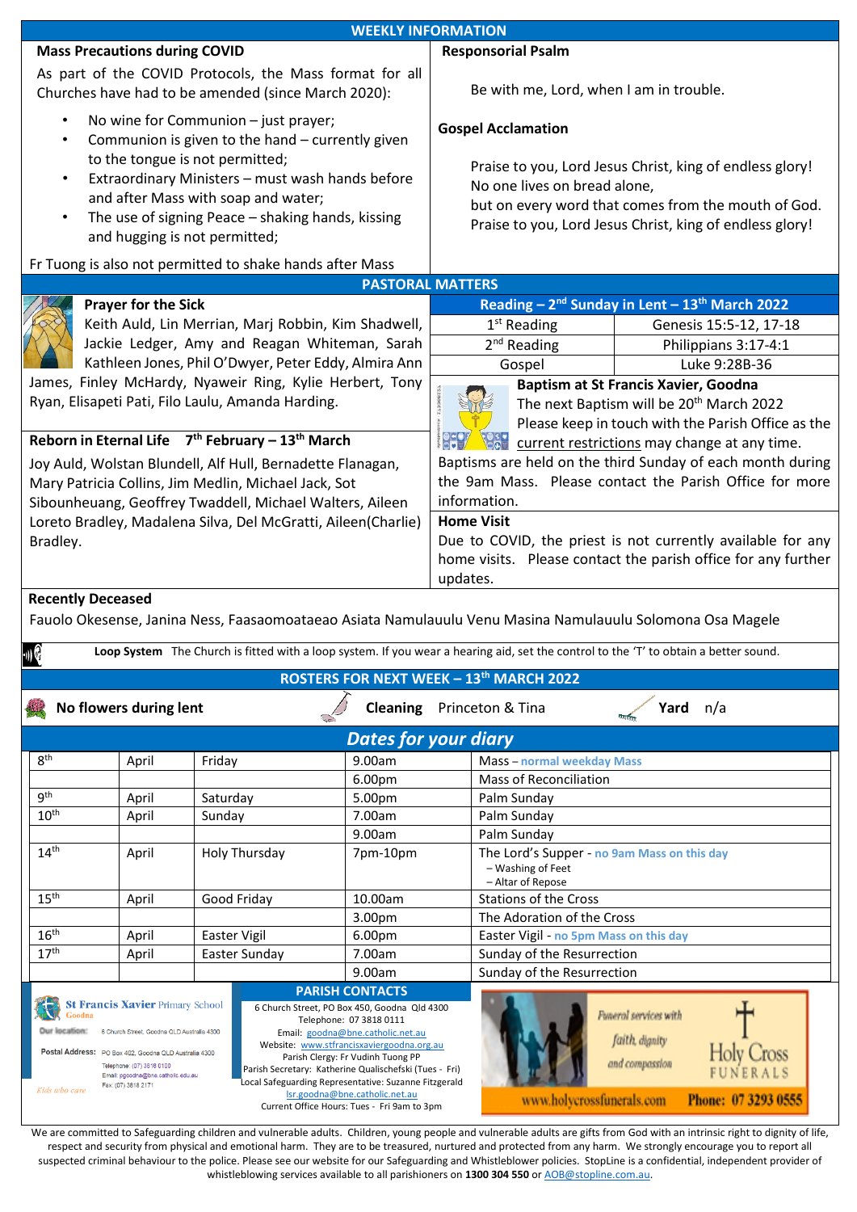## WEEKLY INFORMATION

### Mass Precautions during COVID

As part of the COVID Protocols, the Mass format for all Churches have had to be amended (since March 2020):

- No wine for Communion – just prayer;
- Communion is given to the hand – currently given to the tongue is not permitted;
- Extraordinary Ministers – must wash hands before and after Mass with soap and water;
- The use of signing Peace – shaking hands, kissing and hugging is not permitted;

Fr Tuong is also not permitted to shake hands after Mass

### Responsorial Psalm

Be with me, Lord, when I am in trouble.

### Gospel Acclamation

Praise to you, Lord Jesus Christ, king of endless glory!
No one lives on bread alone,
but on every word that comes from the mouth of God.
Praise to you, Lord Jesus Christ, king of endless glory!

## PASTORAL MATTERS

### Prayer for the Sick

Keith Auld, Lin Merrian, Marj Robbin, Kim Shadwell, Jackie Ledger, Amy and Reagan Whiteman, Sarah Kathleen Jones, Phil O'Dwyer, Peter Eddy, Almira Ann James, Finley McHardy, Nyaweir Ring, Kylie Herbert, Tony Ryan, Elisapeti Pati, Filo Laulu, Amanda Harding.

### Reborn in Eternal Life 7th February – 13th March

Joy Auld, Wolstan Blundell, Alf Hull, Bernadette Flanagan, Mary Patricia Collins, Jim Medlin, Michael Jack, Sot Sibounheuang, Geoffrey Twaddell, Michael Walters, Aileen Loreto Bradley, Madalena Silva, Del McGratti, Aileen(Charlie) Bradley.

### Reading – 2nd Sunday in Lent – 13th March 2022

| | |
|---|---|
| 1st Reading | Genesis 15:5-12, 17-18 |
| 2nd Reading | Philippians 3:17-4:1 |
| Gospel | Luke 9:28B-36 |

### Baptism at St Francis Xavier, Goodna

The next Baptism will be 20th March 2022
Please keep in touch with the Parish Office as the current restrictions may change at any time.
Baptisms are held on the third Sunday of each month during the 9am Mass. Please contact the Parish Office for more information.

### Home Visit

Due to COVID, the priest is not currently available for any home visits. Please contact the parish office for any further updates.

### Recently Deceased

Fauolo Okesense, Janina Ness, Faasaomoataeao Asiata Namulauulu Venu Masina Namulauulu Solomona Osa Magele

**Loop System** The Church is fitted with a loop system. If you wear a hearing aid, set the control to the 'T' to obtain a better sound.

## ROSTERS FOR NEXT WEEK – 13th MARCH 2022

**No flowers during lent** | **Cleaning** Princeton & Tina | **Yard** n/a

## *Dates for your diary*

| | | | | |
|---|---|---|---|---|
| 8th | April | Friday | 9.00am | Mass – normal weekday Mass |
| | | | 6.00pm | Mass of Reconciliation |
| 9th | April | Saturday | 5.00pm | Palm Sunday |
| 10th | April | Sunday | 7.00am | Palm Sunday |
| | | | 9.00am | Palm Sunday |
| 14th | April | Holy Thursday | 7pm-10pm | The Lord's Supper - no 9am Mass on this day – Washing of Feet – Altar of Repose |
| 15th | April | Good Friday | 10.00am | Stations of the Cross |
| | | | 3.00pm | The Adoration of the Cross |
| 16th | April | Easter Vigil | 6.00pm | Easter Vigil - no 5pm Mass on this day |
| 17th | April | Easter Sunday | 7.00am | Sunday of the Resurrection |
| | | | 9.00am | Sunday of the Resurrection |

**St Francis Xavier Primary School** Goodna
Our location: 6 Church Street, Goodna QLD Australia 4300
Postal Address: PO Box 402, Goodna QLD Australia 4300
Telephone: (07) 3818 6100
Email: pgoodna@bne.catholic.edu.au
Fax: (07) 3818 2171
*Kids who care*

### PARISH CONTACTS

6 Church Street, PO Box 450, Goodna Qld 4300
Telephone: 07 3818 0111
Email: goodna@bne.catholic.net.au
Website: www.stfrancisxaviergoodna.org.au
Parish Clergy: Fr Vudinh Tuong PP
Parish Secretary: Katherine Qualischefski (Tues - Fri)
Local Safeguarding Representative: Suzanne Fitzgerald
lsr.goodna@bne.catholic.net.au
Current Office Hours: Tues - Fri 9am to 3pm

*Funeral services with faith, dignity and compassion*
Holy Cross FUNERALS
www.holycrossfunerals.com Phone: 07 3293 0555

We are committed to Safeguarding children and vulnerable adults. Children, young people and vulnerable adults are gifts from God with an intrinsic right to dignity of life, respect and security from physical and emotional harm. They are to be treasured, nurtured and protected from any harm. We strongly encourage you to report all suspected criminal behaviour to the police. Please see our website for our Safeguarding and Whistleblower policies. StopLine is a confidential, independent provider of whistleblowing services available to all parishioners on **1300 304 550** or AOB@stopline.com.au.